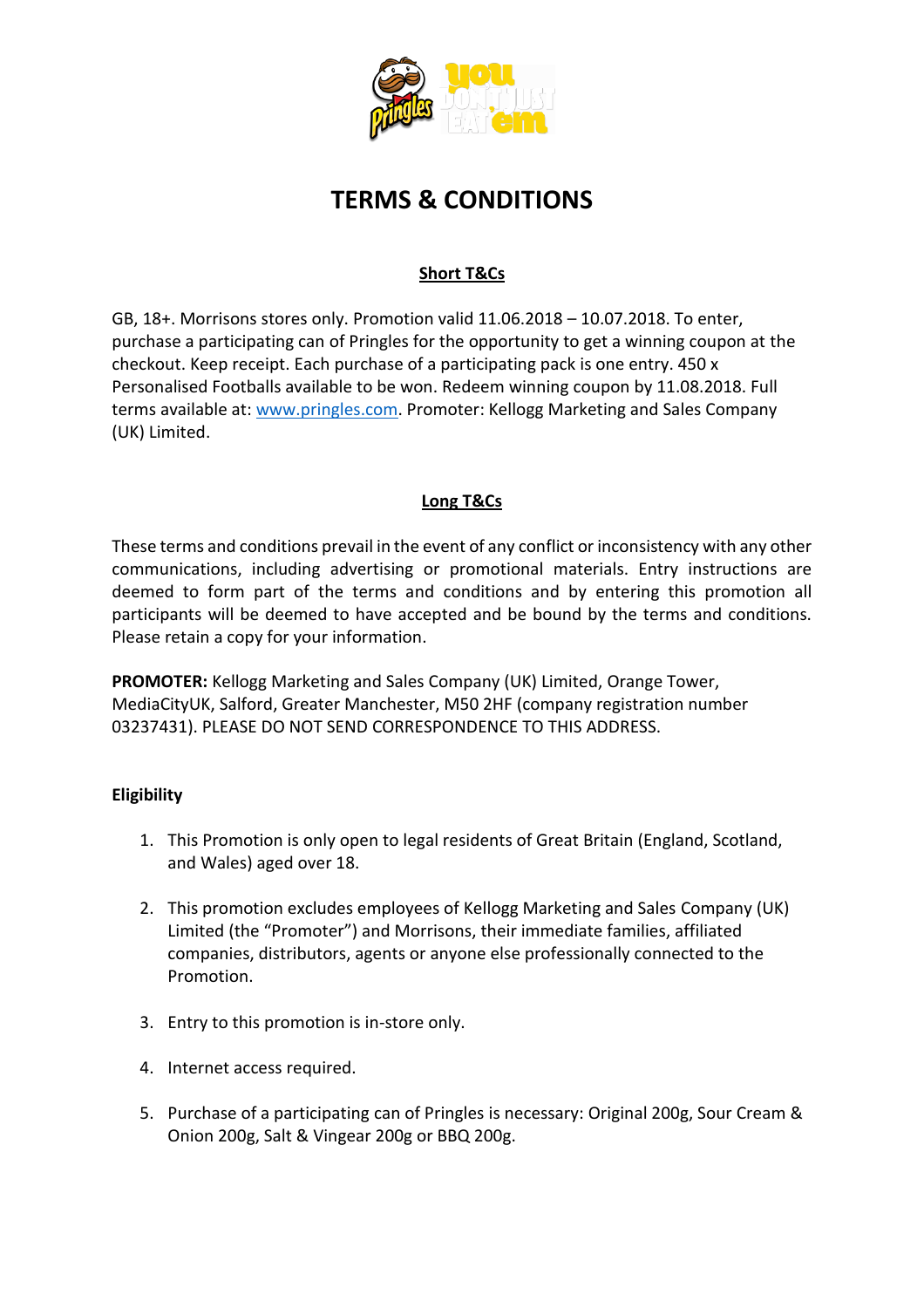# TERMS & CONDITIONS

## Short T&Cs

GB, 18+. Morrisons stores only. Promotion valid 11.06.2018 – 10.07.2018. To enter, purchase a participating can of Pringles for the opportunity to get a winning coupon at the checkout. Keep receipt. Each purchase of a participating pack is one entry. 450 x Personalised Footballs available to be won. Redeem winning coupon by 11.08.2018. Full terms available at: www.pringles.com. Promoter: Kellogg Marketing and Sales Company (UK) Limited.

## Long T&Cs

These terms and conditions prevail in the event of any conflict or inconsistency with any other communications, including advertising or promotional materials. Entry instructions are deemed to form part of the terms and conditions and by entering this promotion all participants will be deemed to have accepted and be bound by the terms and conditions. Please retain a copy for your information.

**PROMOTER:** Kellogg Marketing and Sales Company (UK) Limited, Orange Tower, MediaCityUK, Salford, Greater Manchester, M50 2HF (company registration number 03237431). PLEASE DO NOT SEND CORRESPONDENCE TO THIS ADDRESS.

### Eligibility

1. This Promotion is only open to legal residents of Great Britain (England, Scotland, and Wales) aged over 18.
2. This promotion excludes employees of Kellogg Marketing and Sales Company (UK) Limited (the "Promoter") and Morrisons, their immediate families, affiliated companies, distributors, agents or anyone else professionally connected to the Promotion.
3. Entry to this promotion is in-store only.
4. Internet access required.
5. Purchase of a participating can of Pringles is necessary: Original 200g, Sour Cream & Onion 200g, Salt & Vingear 200g or BBQ 200g.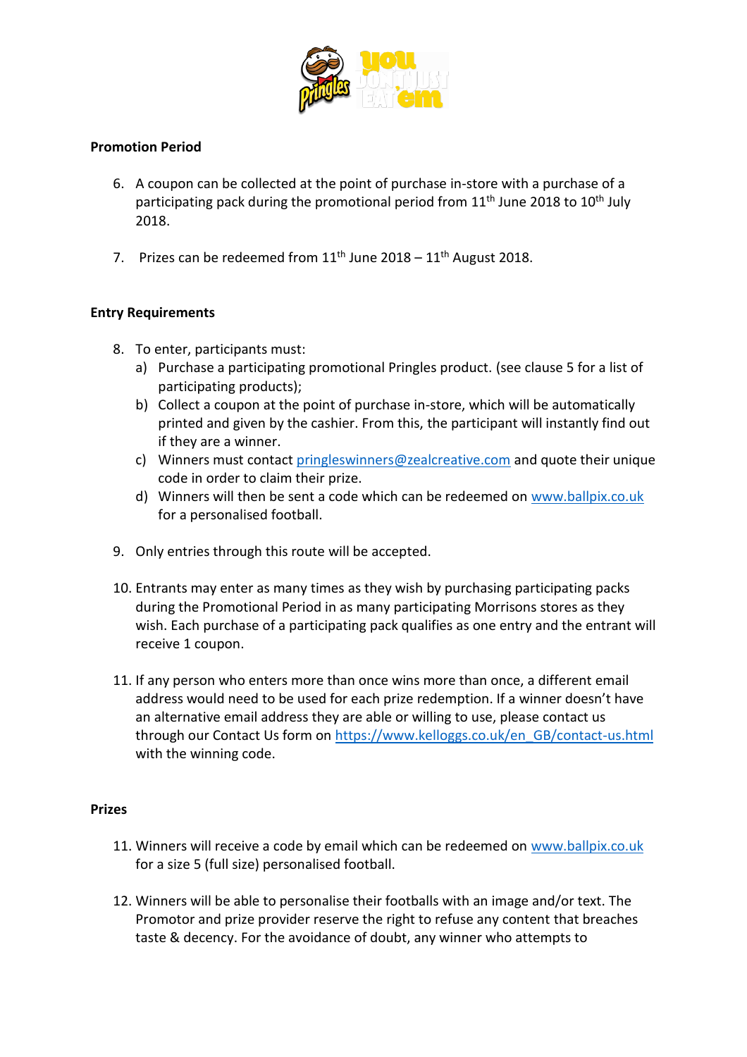**Promotion Period**

6. A coupon can be collected at the point of purchase in-store with a purchase of a participating pack during the promotional period from 11th June 2018 to 10th July 2018.

7. Prizes can be redeemed from 11th June 2018 – 11th August 2018.

**Entry Requirements**

8. To enter, participants must:
   a) Purchase a participating promotional Pringles product. (see clause 5 for a list of participating products);
   b) Collect a coupon at the point of purchase in-store, which will be automatically printed and given by the cashier. From this, the participant will instantly find out if they are a winner.
   c) Winners must contact pringleswinners@zealcreative.com and quote their unique code in order to claim their prize.
   d) Winners will then be sent a code which can be redeemed on www.ballpix.co.uk for a personalised football.

9. Only entries through this route will be accepted.

10. Entrants may enter as many times as they wish by purchasing participating packs during the Promotional Period in as many participating Morrisons stores as they wish. Each purchase of a participating pack qualifies as one entry and the entrant will receive 1 coupon.

11. If any person who enters more than once wins more than once, a different email address would need to be used for each prize redemption. If a winner doesn't have an alternative email address they are able or willing to use, please contact us through our Contact Us form on https://www.kelloggs.co.uk/en_GB/contact-us.html with the winning code.

**Prizes**

11. Winners will receive a code by email which can be redeemed on www.ballpix.co.uk for a size 5 (full size) personalised football.

12. Winners will be able to personalise their footballs with an image and/or text. The Promotor and prize provider reserve the right to refuse any content that breaches taste & decency. For the avoidance of doubt, any winner who attempts to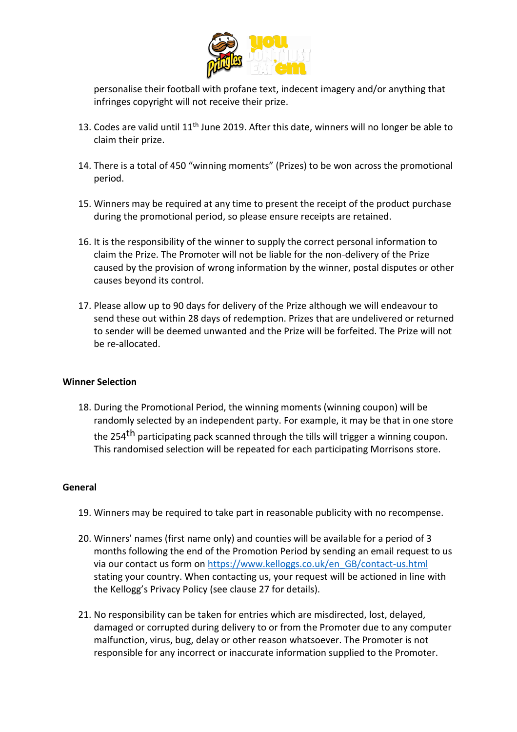personalise their football with profane text, indecent imagery and/or anything that infringes copyright will not receive their prize.

13. Codes are valid until 11th June 2019. After this date, winners will no longer be able to claim their prize.

14. There is a total of 450 "winning moments" (Prizes) to be won across the promotional period.

15. Winners may be required at any time to present the receipt of the product purchase during the promotional period, so please ensure receipts are retained.

16. It is the responsibility of the winner to supply the correct personal information to claim the Prize. The Promoter will not be liable for the non-delivery of the Prize caused by the provision of wrong information by the winner, postal disputes or other causes beyond its control.

17. Please allow up to 90 days for delivery of the Prize although we will endeavour to send these out within 28 days of redemption. Prizes that are undelivered or returned to sender will be deemed unwanted and the Prize will be forfeited. The Prize will not be re-allocated.

**Winner Selection**

18. During the Promotional Period, the winning moments (winning coupon) will be randomly selected by an independent party. For example, it may be that in one store the 254th participating pack scanned through the tills will trigger a winning coupon. This randomised selection will be repeated for each participating Morrisons store.

**General**

19. Winners may be required to take part in reasonable publicity with no recompense.

20. Winners' names (first name only) and counties will be available for a period of 3 months following the end of the Promotion Period by sending an email request to us via our contact us form on [https://www.kelloggs.co.uk/en_GB/contact-us.html](https://www.kelloggs.co.uk/en_GB/contact-us.html) stating your country. When contacting us, your request will be actioned in line with the Kellogg's Privacy Policy (see clause 27 for details).

21. No responsibility can be taken for entries which are misdirected, lost, delayed, damaged or corrupted during delivery to or from the Promoter due to any computer malfunction, virus, bug, delay or other reason whatsoever. The Promoter is not responsible for any incorrect or inaccurate information supplied to the Promoter.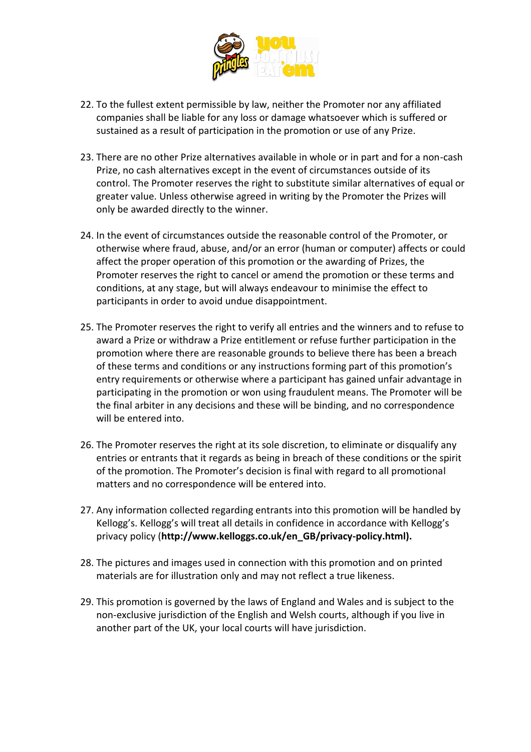22. To the fullest extent permissible by law, neither the Promoter nor any affiliated companies shall be liable for any loss or damage whatsoever which is suffered or sustained as a result of participation in the promotion or use of any Prize.

23. There are no other Prize alternatives available in whole or in part and for a non-cash Prize, no cash alternatives except in the event of circumstances outside of its control. The Promoter reserves the right to substitute similar alternatives of equal or greater value. Unless otherwise agreed in writing by the Promoter the Prizes will only be awarded directly to the winner.

24. In the event of circumstances outside the reasonable control of the Promoter, or otherwise where fraud, abuse, and/or an error (human or computer) affects or could affect the proper operation of this promotion or the awarding of Prizes, the Promoter reserves the right to cancel or amend the promotion or these terms and conditions, at any stage, but will always endeavour to minimise the effect to participants in order to avoid undue disappointment.

25. The Promoter reserves the right to verify all entries and the winners and to refuse to award a Prize or withdraw a Prize entitlement or refuse further participation in the promotion where there are reasonable grounds to believe there has been a breach of these terms and conditions or any instructions forming part of this promotion's entry requirements or otherwise where a participant has gained unfair advantage in participating in the promotion or won using fraudulent means. The Promoter will be the final arbiter in any decisions and these will be binding, and no correspondence will be entered into.

26. The Promoter reserves the right at its sole discretion, to eliminate or disqualify any entries or entrants that it regards as being in breach of these conditions or the spirit of the promotion. The Promoter's decision is final with regard to all promotional matters and no correspondence will be entered into.

27. Any information collected regarding entrants into this promotion will be handled by Kellogg's. Kellogg's will treat all details in confidence in accordance with Kellogg's privacy policy (**http://www.kelloggs.co.uk/en_GB/privacy-policy.html).**

28. The pictures and images used in connection with this promotion and on printed materials are for illustration only and may not reflect a true likeness.

29. This promotion is governed by the laws of England and Wales and is subject to the non-exclusive jurisdiction of the English and Welsh courts, although if you live in another part of the UK, your local courts will have jurisdiction.